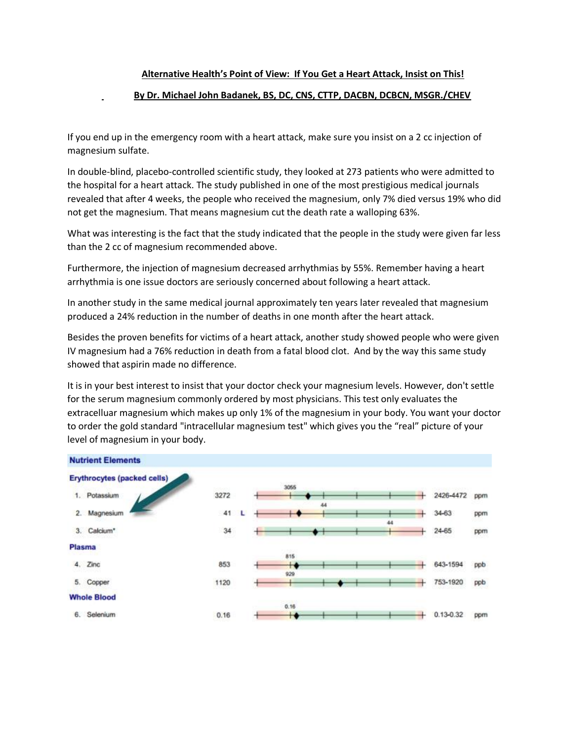**Alternative Health's Point of View: If You Get a Heart Attack, Insist on This!**

**By Dr. Michael John Badanek, BS, DC, CNS, CTTP, DACBN, DCBCN, MSGR./CHEV**

If you end up in the emergency room with a heart attack, make sure you insist on a 2 cc injection of magnesium sulfate.

In double-blind, placebo-controlled scientific study, they looked at 273 patients who were admitted to the hospital for a heart attack. The study published in one of the most prestigious medical journals revealed that after 4 weeks, the people who received the magnesium, only 7% died versus 19% who did not get the magnesium. That means magnesium cut the death rate a walloping 63%.

What was interesting is the fact that the study indicated that the people in the study were given far less than the 2 cc of magnesium recommended above.

Furthermore, the injection of magnesium decreased arrhythmias by 55%. Remember having a heart arrhythmia is one issue doctors are seriously concerned about following a heart attack.

In another study in the same medical journal approximately ten years later revealed that magnesium produced a 24% reduction in the number of deaths in one month after the heart attack.

Besides the proven benefits for victims of a heart attack, another study showed people who were given IV magnesium had a 76% reduction in death from a fatal blood clot. And by the way this same study showed that aspirin made no difference.

It is in your best interest to insist that your doctor check your magnesium levels. However, don't settle for the serum magnesium commonly ordered by most physicians. This test only evaluates the extracelluar magnesium which makes up only 1% of the magnesium in your body. You want your doctor to order the gold standard "intracellular magnesium test" which gives you the "real" picture of your level of magnesium in your body.

**Nutrient Elements**

| Element | Result | Flag | Marker | Reference Range | Units |
|---|---|---|---|---|---|
| **Erythrocytes (packed cells)** | | | | | |
| 1. Potassium | 3272 | | 3055 | 2426-4472 | ppm |
| 2. Magnesium | 41 | L | 44 | 34-63 | ppm |
| 3. Calcium* | 34 | | 44 | 24-65 | ppm |
| **Plasma** | | | | | |
| 4. Zinc | 853 | | 815 | 643-1594 | ppb |
| 5. Copper | 1120 | | 929 | 753-1920 | ppb |
| **Whole Blood** | | | | | |
| 6. Selenium | 0.16 | | 0.16 | 0.13-0.32 | ppm |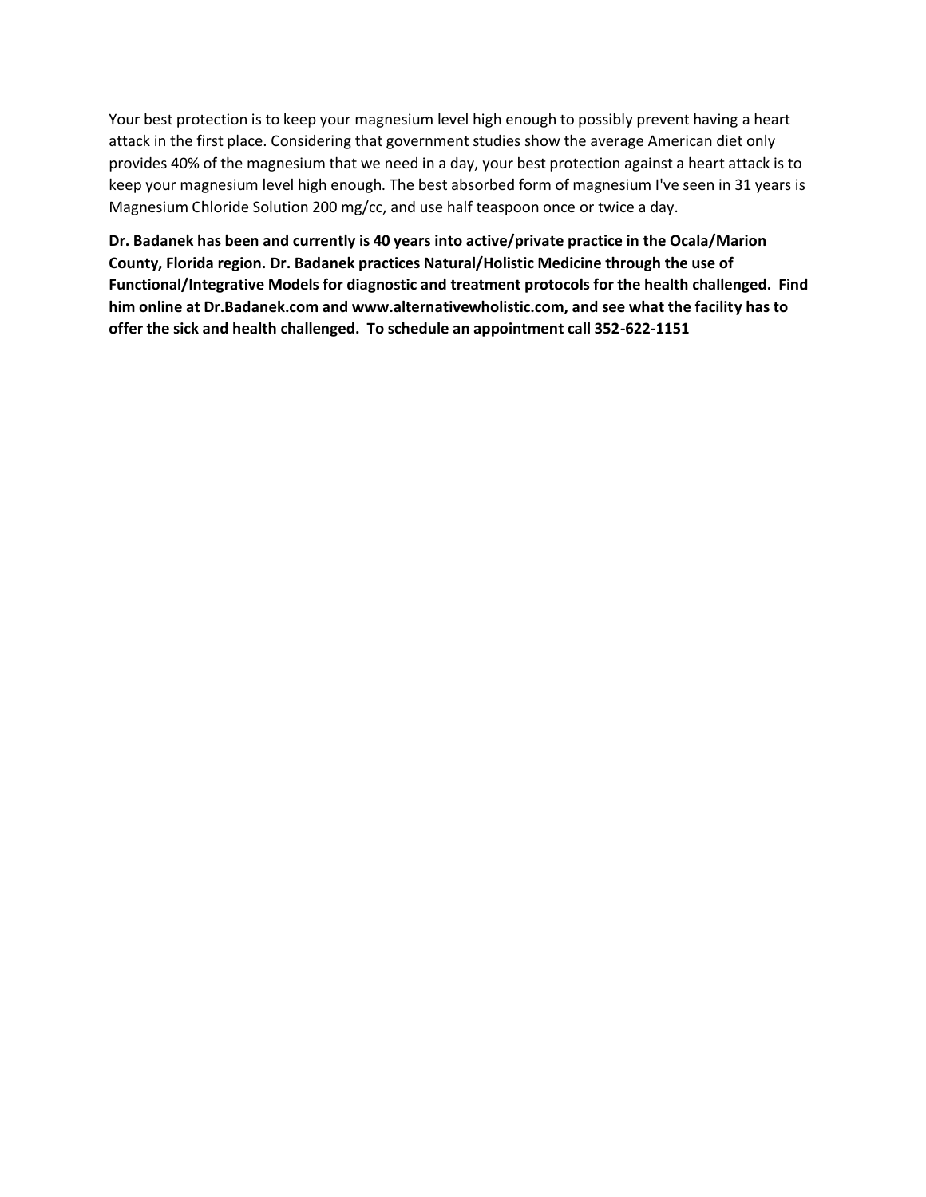Your best protection is to keep your magnesium level high enough to possibly prevent having a heart attack in the first place. Considering that government studies show the average American diet only provides 40% of the magnesium that we need in a day, your best protection against a heart attack is to keep your magnesium level high enough. The best absorbed form of magnesium I've seen in 31 years is Magnesium Chloride Solution 200 mg/cc, and use half teaspoon once or twice a day.

**Dr. Badanek has been and currently is 40 years into active/private practice in the Ocala/Marion County, Florida region. Dr. Badanek practices Natural/Holistic Medicine through the use of Functional/Integrative Models for diagnostic and treatment protocols for the health challenged. Find him online at Dr.Badanek.com and www.alternativewholistic.com, and see what the facility has to offer the sick and health challenged. To schedule an appointment call 352-622-1151**